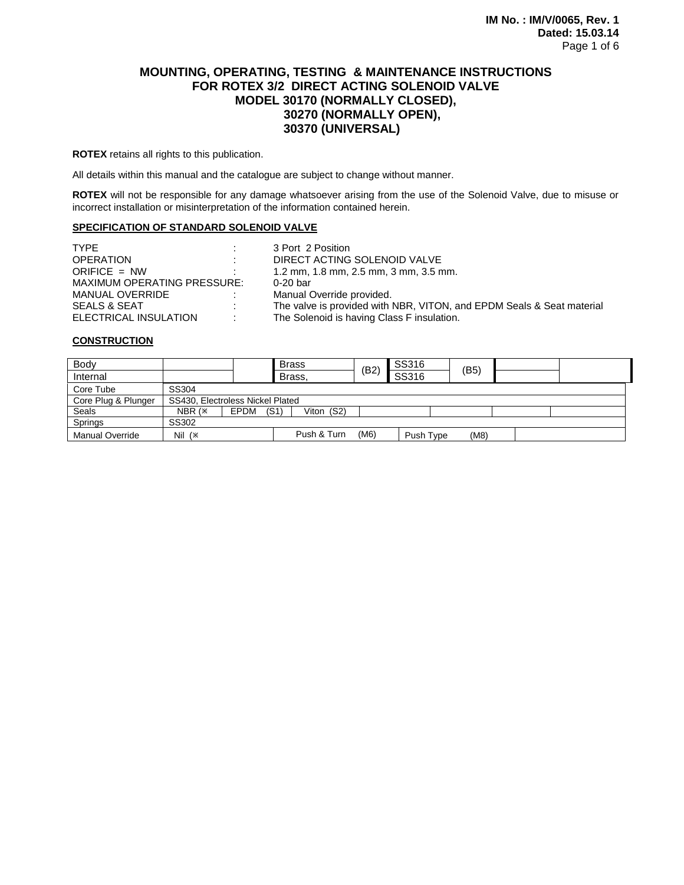**IM No. : IM/V/0065, Rev. 1**
**Dated: 15.03.14**

# MOUNTING, OPERATING, TESTING & MAINTENANCE INSTRUCTIONS FOR ROTEX 3/2 DIRECT ACTING SOLENOID VALVE MODEL 30170 (NORMALLY CLOSED), 30270 (NORMALLY OPEN), 30370 (UNIVERSAL)

**ROTEX** retains all rights to this publication.

All details within this manual and the catalogue are subject to change without manner.

**ROTEX** will not be responsible for any damage whatsoever arising from the use of the Solenoid Valve, due to misuse or incorrect installation or misinterpretation of the information contained herein.

## SPECIFICATION OF STANDARD SOLENOID VALVE

| | | |
|---|---|---|
| TYPE | : | 3 Port 2 Position |
| OPERATION | : | DIRECT ACTING SOLENOID VALVE |
| ORIFICE = NW | : | 1.2 mm, 1.8 mm, 2.5 mm, 3 mm, 3.5 mm. |
| MAXIMUM OPERATING PRESSURE: | | 0-20 bar |
| MANUAL OVERRIDE | : | Manual Override provided. |
| SEALS & SEAT | : | The valve is provided with NBR, VITON, and EPDM Seals & Seat material |
| ELECTRICAL INSULATION | : | The Solenoid is having Class F insulation. |

## CONSTRUCTION

| | | | | | | | | |
|---|---|---|---|---|---|---|---|---|
| Body | | | Brass | (B2) | SS316 | (B5) | | |
| Internal | | | Brass, | | SS316 | | | |
| Core Tube | SS304 | | | | | | | |
| Core Plug & Plunger | SS430, Electroless Nickel Plated | | | | | | | |
| Seals | NBR (※ | EPDM (S1) | Viton (S2) | | | | | |
| Springs | SS302 | | | | | | | |
| Manual Override | Nil (※ | | Push & Turn (M6) | | Push Type (M8) | | | |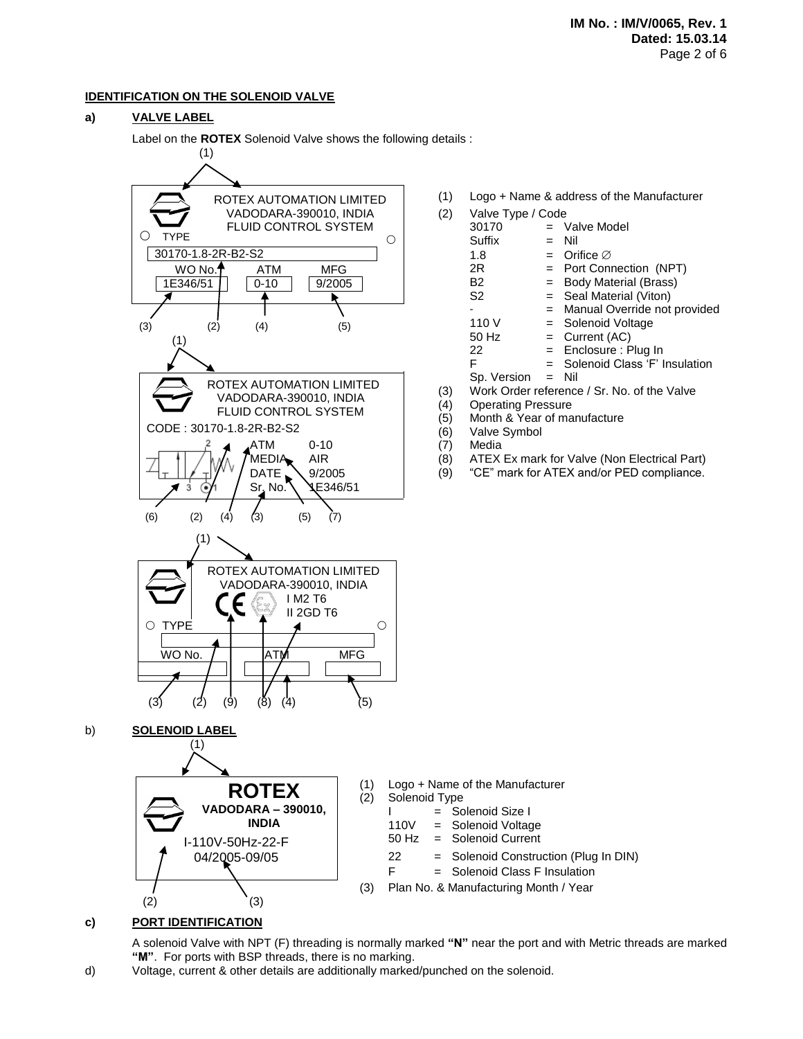## IDENTIFICATION ON THE SOLENOID VALVE

### a) VALVE LABEL

Label on the **ROTEX** Solenoid Valve shows the following details :

ROTEX AUTOMATION LIMITED
VADODARA-390010, INDIA
FLUID CONTROL SYSTEM

TYPE: 30170-1.8-2R-B2-S2

| WO No. | ATM | MFG |
| --- | --- | --- |
| 1E346/51 | 0-10 | 9/2005 |

ROTEX AUTOMATION LIMITED
VADODARA-390010, INDIA
FLUID CONTROL SYSTEM

CODE : 30170-1.8-2R-B2-S2

ATM 0-10
MEDIA AIR
DATE 9/2005
Sr. No. 1E346/51

ROTEX AUTOMATION LIMITED
VADODARA-390010, INDIA
I M2 T6
II 2GD T6

TYPE

WO No. ATM MFG

(1) Logo + Name & address of the Manufacturer
(2) Valve Type / Code

| | | |
| --- | --- | --- |
| 30170 | = | Valve Model |
| Suffix | = | Nil |
| 1.8 | = | Orifice ∅ |
| 2R | = | Port Connection (NPT) |
| B2 | = | Body Material (Brass) |
| S2 | = | Seal Material (Viton) |
| - | = | Manual Override not provided |
| 110 V | = | Solenoid Voltage |
| 50 Hz | = | Current (AC) |
| 22 | = | Enclosure : Plug In |
| F | = | Solenoid Class 'F' Insulation |
| Sp. Version | = | Nil |

(3) Work Order reference / Sr. No. of the Valve
(4) Operating Pressure
(5) Month & Year of manufacture
(6) Valve Symbol
(7) Media
(8) ATEX Ex mark for Valve (Non Electrical Part)
(9) "CE" mark for ATEX and/or PED compliance.

### b) SOLENOID LABEL

**ROTEX**
**VADODARA – 390010, INDIA**
I-110V-50Hz-22-F
04/2005-09/05

(1) Logo + Name of the Manufacturer
(2) Solenoid Type

| | | |
| --- | --- | --- |
| I | = | Solenoid Size I |
| 110V | = | Solenoid Voltage |
| 50 Hz | = | Solenoid Current |
| 22 | = | Solenoid Construction (Plug In DIN) |
| F | = | Solenoid Class F Insulation |

(3) Plan No. & Manufacturing Month / Year

### c) PORT IDENTIFICATION

A solenoid Valve with NPT (F) threading is normally marked **"N"** near the port and with Metric threads are marked **"M"**. For ports with BSP threads, there is no marking.

d) Voltage, current & other details are additionally marked/punched on the solenoid.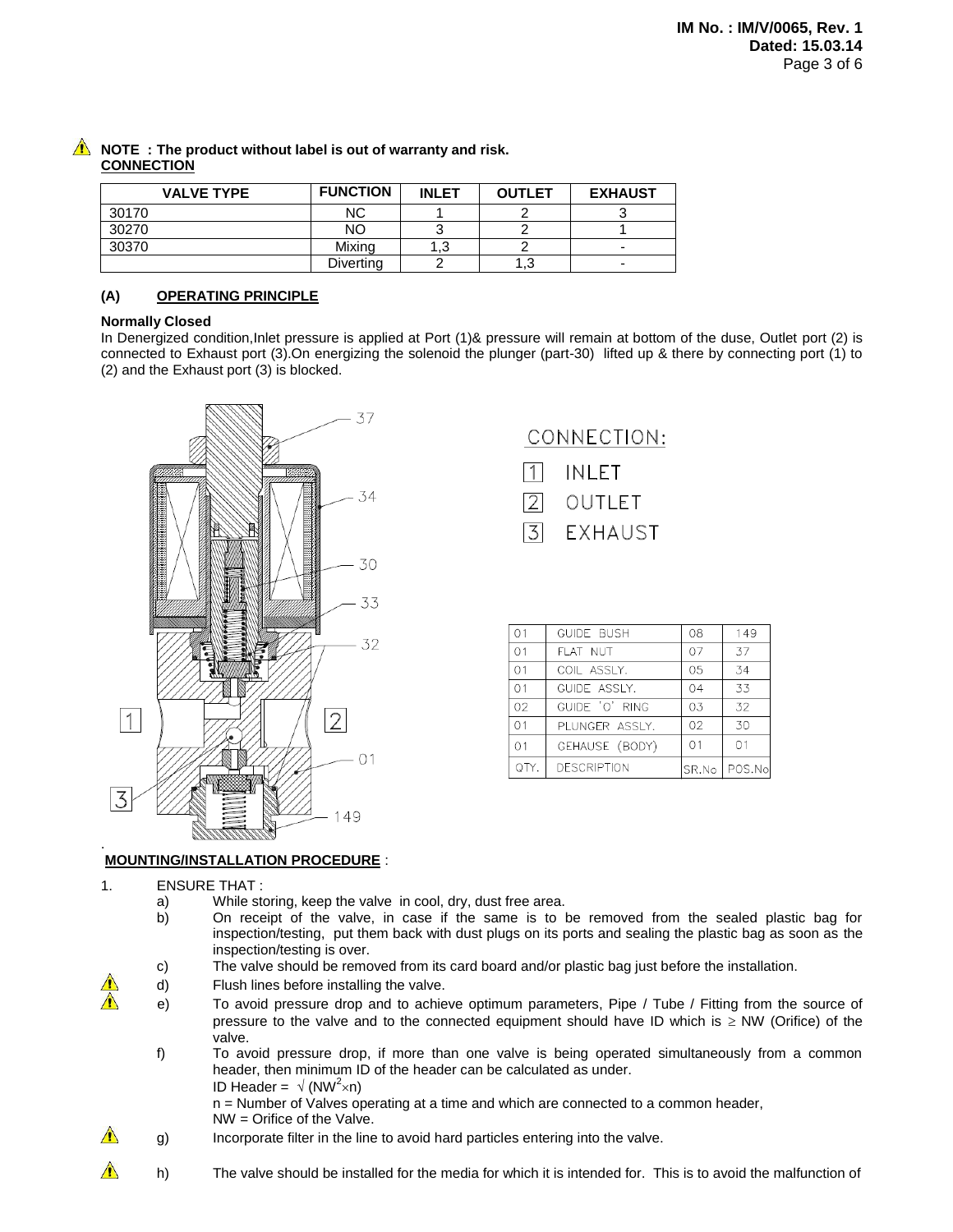⚠ **NOTE : The product without label is out of warranty and risk.**

**CONNECTION**

| VALVE TYPE | FUNCTION | INLET | OUTLET | EXHAUST |
|---|---|---|---|---|
| 30170 | NC | 1 | 2 | 3 |
| 30270 | NO | 3 | 2 | 1 |
| 30370 | Mixing | 1,3 | 2 | - |
| | Diverting | 2 | 1,3 | - |

## (A) OPERATING PRINCIPLE

**Normally Closed**

In Denergized condition,Inlet pressure is applied at Port (1)& pressure will remain at bottom of the duse, Outlet port (2) is connected to Exhaust port (3).On energizing the solenoid the plunger (part-30) lifted up & there by connecting port (1) to (2) and the Exhaust port (3) is blocked.

CONNECTION:

1 INLET

2 OUTLET

3 EXHAUST

| QTY. | DESCRIPTION | SR.No | POS.No |
|---|---|---|---|
| 01 | GUIDE BUSH | 08 | 149 |
| 01 | FLAT NUT | 07 | 37 |
| 01 | COIL ASSLY. | 05 | 34 |
| 01 | GUIDE ASSLY. | 04 | 33 |
| 02 | GUIDE 'O' RING | 03 | 32 |
| 01 | PLUNGER ASSLY. | 02 | 30 |
| 01 | GEHAUSE (BODY) | 01 | 01 |

**MOUNTING/INSTALLATION PROCEDURE** :

1. ENSURE THAT :
   - a) While storing, keep the valve in cool, dry, dust free area.
   - b) On receipt of the valve, in case if the same is to be removed from the sealed plastic bag for inspection/testing, put them back with dust plugs on its ports and sealing the plastic bag as soon as the inspection/testing is over.
   - c) The valve should be removed from its card board and/or plastic bag just before the installation.
   - ⚠ d) Flush lines before installing the valve.
   - ⚠ e) To avoid pressure drop and to achieve optimum parameters, Pipe / Tube / Fitting from the source of pressure to the valve and to the connected equipment should have ID which is $\geq$ NW (Orifice) of the valve.
   - f) To avoid pressure drop, if more than one valve is being operated simultaneously from a common header, then minimum ID of the header can be calculated as under.

     ID Header = $\sqrt{(NW^2 \times n)}$

     n = Number of Valves operating at a time and which are connected to a common header,

     NW = Orifice of the Valve.
   - ⚠ g) Incorporate filter in the line to avoid hard particles entering into the valve.
   - ⚠ h) The valve should be installed for the media for which it is intended for. This is to avoid the malfunction of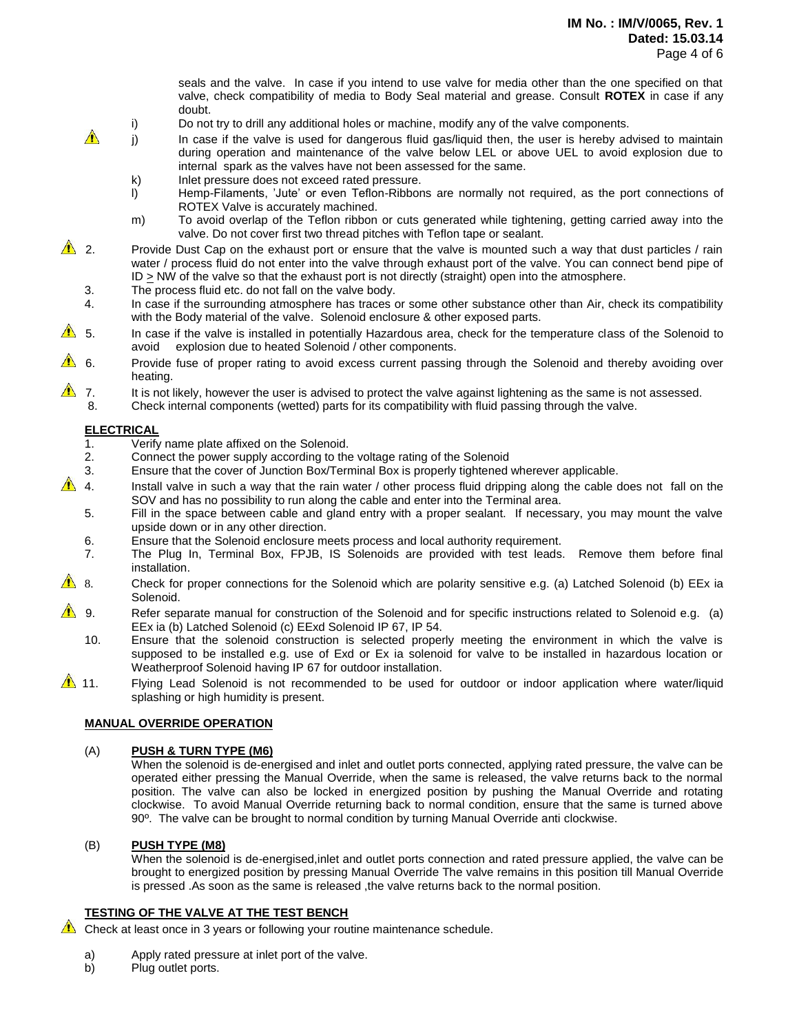seals and the valve. In case if you intend to use valve for media other than the one specified on that valve, check compatibility of media to Body Seal material and grease. Consult **ROTEX** in case if any doubt.

i) Do not try to drill any additional holes or machine, modify any of the valve components.

⚠ j) In case if the valve is used for dangerous fluid gas/liquid then, the user is hereby advised to maintain during operation and maintenance of the valve below LEL or above UEL to avoid explosion due to internal spark as the valves have not been assessed for the same.

k) Inlet pressure does not exceed rated pressure.

l) Hemp-Filaments, 'Jute' or even Teflon-Ribbons are normally not required, as the port connections of ROTEX Valve is accurately machined.

m) To avoid overlap of the Teflon ribbon or cuts generated while tightening, getting carried away into the valve. Do not cover first two thread pitches with Teflon tape or sealant.

⚠ 2. Provide Dust Cap on the exhaust port or ensure that the valve is mounted such a way that dust particles / rain water / process fluid do not enter into the valve through exhaust port of the valve. You can connect bend pipe of ID $\geq$ NW of the valve so that the exhaust port is not directly (straight) open into the atmosphere.

3. The process fluid etc. do not fall on the valve body.

4. In case if the surrounding atmosphere has traces or some other substance other than Air, check its compatibility with the Body material of the valve. Solenoid enclosure & other exposed parts.

⚠ 5. In case if the valve is installed in potentially Hazardous area, check for the temperature class of the Solenoid to avoid explosion due to heated Solenoid / other components.

⚠ 6. Provide fuse of proper rating to avoid excess current passing through the Solenoid and thereby avoiding over heating.

⚠ 7. It is not likely, however the user is advised to protect the valve against lightening as the same is not assessed.

8. Check internal components (wetted) parts for its compatibility with fluid passing through the valve.

## ELECTRICAL

1. Verify name plate affixed on the Solenoid.
2. Connect the power supply according to the voltage rating of the Solenoid
3. Ensure that the cover of Junction Box/Terminal Box is properly tightened wherever applicable.

⚠ 4. Install valve in such a way that the rain water / other process fluid dripping along the cable does not fall on the SOV and has no possibility to run along the cable and enter into the Terminal area.

5. Fill in the space between cable and gland entry with a proper sealant. If necessary, you may mount the valve upside down or in any other direction.
6. Ensure that the Solenoid enclosure meets process and local authority requirement.
7. The Plug In, Terminal Box, FPJB, IS Solenoids are provided with test leads. Remove them before final installation.

⚠ 8. Check for proper connections for the Solenoid which are polarity sensitive e.g. (a) Latched Solenoid (b) EEx ia Solenoid.

⚠ 9. Refer separate manual for construction of the Solenoid and for specific instructions related to Solenoid e.g. (a) EEx ia (b) Latched Solenoid (c) EExd Solenoid IP 67, IP 54.

10. Ensure that the solenoid construction is selected properly meeting the environment in which the valve is supposed to be installed e.g. use of Exd or Ex ia solenoid for valve to be installed in hazardous location or Weatherproof Solenoid having IP 67 for outdoor installation.

⚠ 11. Flying Lead Solenoid is not recommended to be used for outdoor or indoor application where water/liquid splashing or high humidity is present.

## MANUAL OVERRIDE OPERATION

(A) **PUSH & TURN TYPE (M6)**

When the solenoid is de-energised and inlet and outlet ports connected, applying rated pressure, the valve can be operated either pressing the Manual Override, when the same is released, the valve returns back to the normal position. The valve can also be locked in energized position by pushing the Manual Override and rotating clockwise. To avoid Manual Override returning back to normal condition, ensure that the same is turned above 90º. The valve can be brought to normal condition by turning Manual Override anti clockwise.

(B) **PUSH TYPE (M8)**

When the solenoid is de-energised,inlet and outlet ports connection and rated pressure applied, the valve can be brought to energized position by pressing Manual Override The valve remains in this position till Manual Override is pressed .As soon as the same is released ,the valve returns back to the normal position.

## TESTING OF THE VALVE AT THE TEST BENCH

⚠ Check at least once in 3 years or following your routine maintenance schedule.

a) Apply rated pressure at inlet port of the valve.

b) Plug outlet ports.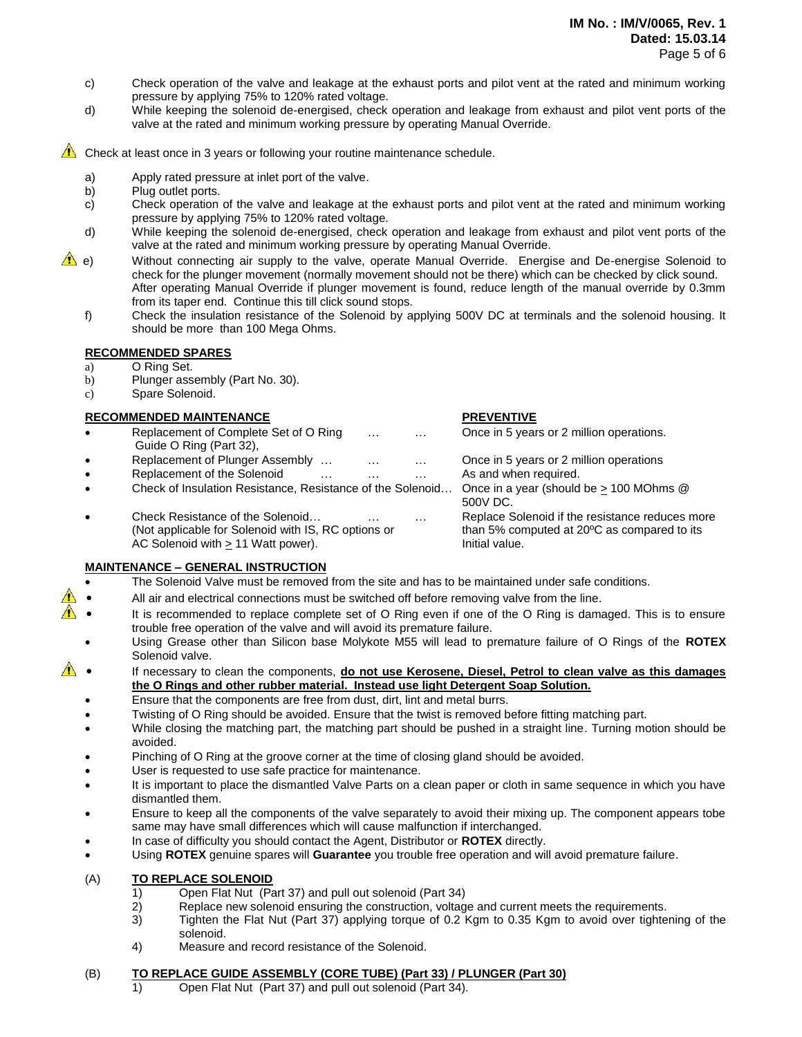c) Check operation of the valve and leakage at the exhaust ports and pilot vent at the rated and minimum working pressure by applying 75% to 120% rated voltage.

d) While keeping the solenoid de-energised, check operation and leakage from exhaust and pilot vent ports of the valve at the rated and minimum working pressure by operating Manual Override.

⚠ Check at least once in 3 years or following your routine maintenance schedule.

a) Apply rated pressure at inlet port of the valve.

b) Plug outlet ports.

c) Check operation of the valve and leakage at the exhaust ports and pilot vent at the rated and minimum working pressure by applying 75% to 120% rated voltage.

d) While keeping the solenoid de-energised, check operation and leakage from exhaust and pilot vent ports of the valve at the rated and minimum working pressure by operating Manual Override.

⚠ e) Without connecting air supply to the valve, operate Manual Override. Energise and De-energise Solenoid to check for the plunger movement (normally movement should not be there) which can be checked by click sound. After operating Manual Override if plunger movement is found, reduce length of the manual override by 0.3mm from its taper end. Continue this till click sound stops.

f) Check the insulation resistance of the Solenoid by applying 500V DC at terminals and the solenoid housing. It should be more than 100 Mega Ohms.

**RECOMMENDED SPARES**

a) O Ring Set.

b) Plunger assembly (Part No. 30).

c) Spare Solenoid.

| **RECOMMENDED MAINTENANCE** | **PREVENTIVE** |
|---|---|
| • Replacement of Complete Set of O Ring Guide O Ring (Part 32), … … | Once in 5 years or 2 million operations. |
| • Replacement of Plunger Assembly … … … | Once in 5 years or 2 million operations |
| • Replacement of the Solenoid … … … | As and when required. |
| • Check of Insulation Resistance, Resistance of the Solenoid… | Once in a year (should be ≥ 100 MOhms @ 500V DC. |
| • Check Resistance of the Solenoid… … … (Not applicable for Solenoid with IS, RC options or AC Solenoid with ≥ 11 Watt power). | Replace Solenoid if the resistance reduces more than 5% computed at 20ºC as compared to its Initial value. |

**MAINTENANCE – GENERAL INSTRUCTION**

- The Solenoid Valve must be removed from the site and has to be maintained under safe conditions.
- ⚠ All air and electrical connections must be switched off before removing valve from the line.
- ⚠ It is recommended to replace complete set of O Ring even if one of the O Ring is damaged. This is to ensure trouble free operation of the valve and will avoid its premature failure.
- Using Grease other than Silicon base Molykote M55 will lead to premature failure of O Rings of the **ROTEX** Solenoid valve.
- ⚠ If necessary to clean the components, **do not use Kerosene, Diesel, Petrol to clean valve as this damages the O Rings and other rubber material. Instead use light Detergent Soap Solution.**
- Ensure that the components are free from dust, dirt, lint and metal burrs.
- Twisting of O Ring should be avoided. Ensure that the twist is removed before fitting matching part.
- While closing the matching part, the matching part should be pushed in a straight line. Turning motion should be avoided.
- Pinching of O Ring at the groove corner at the time of closing gland should be avoided.
- User is requested to use safe practice for maintenance.
- It is important to place the dismantled Valve Parts on a clean paper or cloth in same sequence in which you have dismantled them.
- Ensure to keep all the components of the valve separately to avoid their mixing up. The component appears tobe same may have small differences which will cause malfunction if interchanged.
- In case of difficulty you should contact the Agent, Distributor or **ROTEX** directly.
- Using **ROTEX** genuine spares will **Guarantee** you trouble free operation and will avoid premature failure.

(A) **TO REPLACE SOLENOID**

1) Open Flat Nut (Part 37) and pull out solenoid (Part 34)
2) Replace new solenoid ensuring the construction, voltage and current meets the requirements.
3) Tighten the Flat Nut (Part 37) applying torque of 0.2 Kgm to 0.35 Kgm to avoid over tightening of the solenoid.
4) Measure and record resistance of the Solenoid.

(B) **TO REPLACE GUIDE ASSEMBLY (CORE TUBE) (Part 33) / PLUNGER (Part 30)**

1) Open Flat Nut (Part 37) and pull out solenoid (Part 34).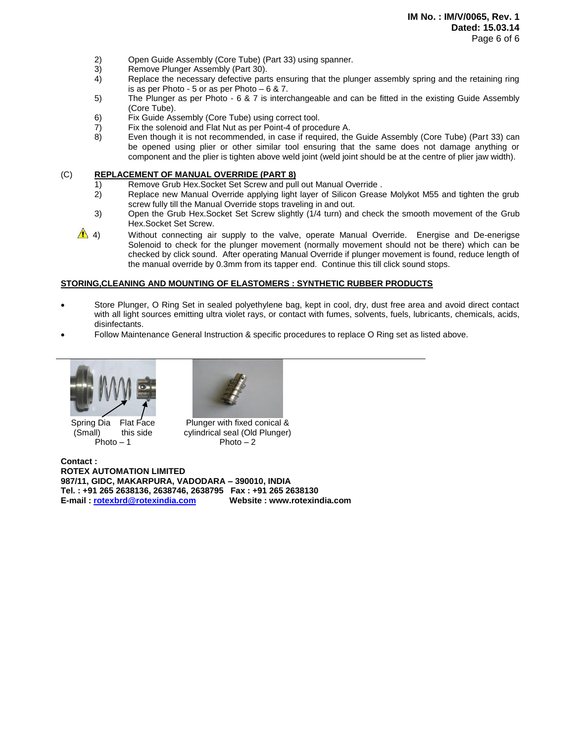2) Open Guide Assembly (Core Tube) (Part 33) using spanner.
3) Remove Plunger Assembly (Part 30).
4) Replace the necessary defective parts ensuring that the plunger assembly spring and the retaining ring is as per Photo - 5 or as per Photo – 6 & 7.
5) The Plunger as per Photo - 6 & 7 is interchangeable and can be fitted in the existing Guide Assembly (Core Tube).
6) Fix Guide Assembly (Core Tube) using correct tool.
7) Fix the solenoid and Flat Nut as per Point-4 of procedure A.
8) Even though it is not recommended, in case if required, the Guide Assembly (Core Tube) (Part 33) can be opened using plier or other similar tool ensuring that the same does not damage anything or component and the plier is tighten above weld joint (weld joint should be at the centre of plier jaw width).

(C) **REPLACEMENT OF MANUAL OVERRIDE (PART 8)**

1) Remove Grub Hex.Socket Set Screw and pull out Manual Override .
2) Replace new Manual Override applying light layer of Silicon Grease Molykot M55 and tighten the grub screw fully till the Manual Override stops traveling in and out.
3) Open the Grub Hex.Socket Set Screw slightly (1/4 turn) and check the smooth movement of the Grub Hex.Socket Set Screw.
4) ⚠ Without connecting air supply to the valve, operate Manual Override. Energise and De-enerigse Solenoid to check for the plunger movement (normally movement should not be there) which can be checked by click sound. After operating Manual Override if plunger movement is found, reduce length of the manual override by 0.3mm from its tapper end. Continue this till click sound stops.

**STORING,CLEANING AND MOUNTING OF ELASTOMERS : SYNTHETIC RUBBER PRODUCTS**

- Store Plunger, O Ring Set in sealed polyethylene bag, kept in cool, dry, dust free area and avoid direct contact with all light sources emitting ultra violet rays, or contact with fumes, solvents, fuels, lubricants, chemicals, acids, disinfectants.
- Follow Maintenance General Instruction & specific procedures to replace O Ring set as listed above.

Spring Dia (Small) Flat Face this side
Photo – 1

Plunger with fixed conical & cylindrical seal (Old Plunger)
Photo – 2

**Contact :**
**ROTEX AUTOMATION LIMITED**
**987/11, GIDC, MAKARPURA, VADODARA – 390010, INDIA**
**Tel. : +91 265 2638136, 2638746, 2638795 Fax : +91 265 2638130**
**E-mail : rotexbrd@rotexindia.com Website : www.rotexindia.com**